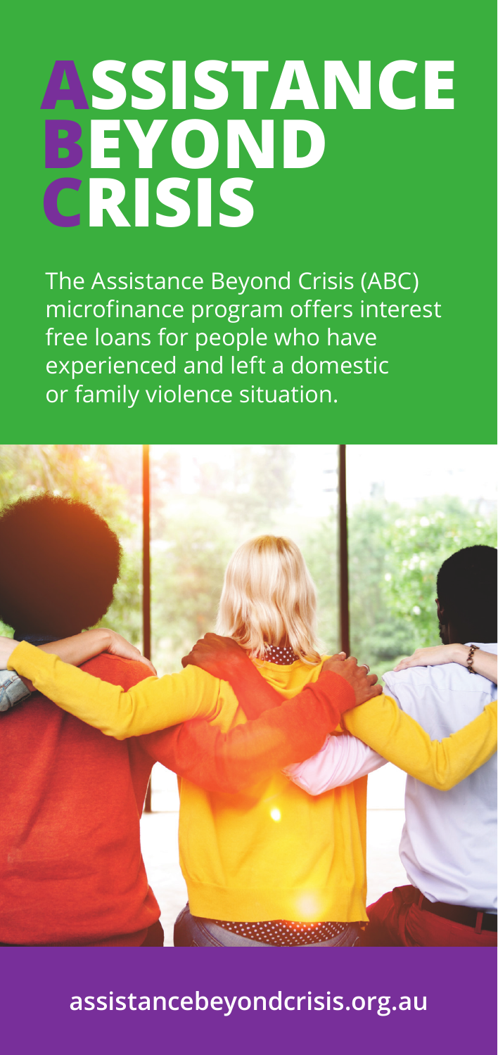# ASSISTANCE BEYOND CRISIS

The Assistance Beyond Crisis (ABC) microfinance program offers interest free loans for people who have experienced and left a domestic or family violence situation.

**assistancebeyondcrisis.org.au**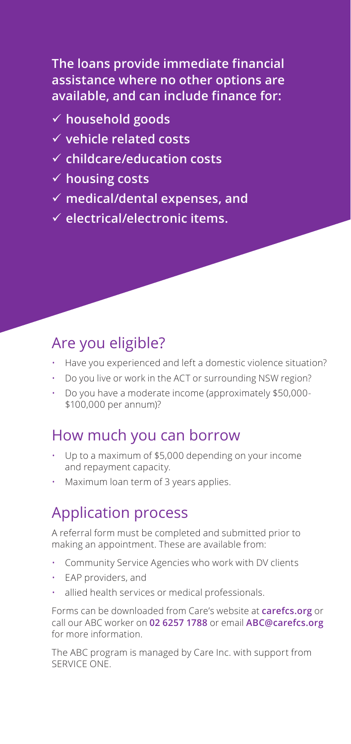**The loans provide immediate financial assistance where no other options are available, and can include finance for:**

- ✓ **household goods**
- ✓ **vehicle related costs**
- ✓ **childcare/education costs**
- ✓ **housing costs**
- ✓ **medical/dental expenses, and**
- ✓ **electrical/electronic items.**

## Are you eligible?

- Have you experienced and left a domestic violence situation?
- Do you live or work in the ACT or surrounding NSW region?
- Do you have a moderate income (approximately $50,000-$100,000 per annum)?

## How much you can borrow

- Up to a maximum of $5,000 depending on your income and repayment capacity.
- Maximum loan term of 3 years applies.

## Application process

A referral form must be completed and submitted prior to making an appointment. These are available from:

- Community Service Agencies who work with DV clients
- EAP providers, and
- allied health services or medical professionals.

Forms can be downloaded from Care's website at **carefcs.org** or call our ABC worker on **02 6257 1788** or email **ABC@carefcs.org** for more information.

The ABC program is managed by Care Inc. with support from SERVICE ONE.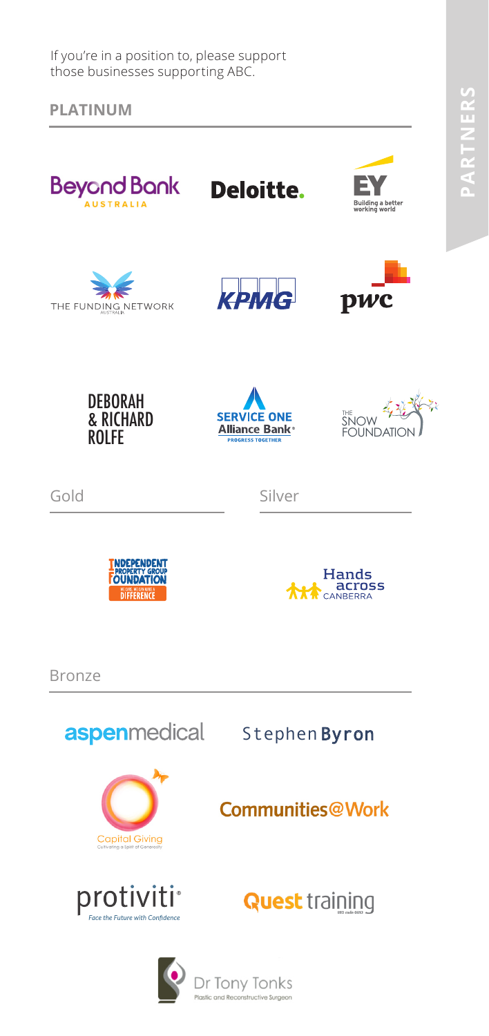If you're in a position to, please support those businesses supporting ABC.

## PLATINUM

Beyond Bank Australia

Deloitte.

EY Building a better working world

The Funding Network Australia

KPMG

pwc

Deborah & Richard Rolfe

Service One Alliance Bank Progress Together

The Snow Foundation

## Gold

Independent Property Group Foundation – We care. We can make a difference

## Silver

Hands across Canberra

## Bronze

aspenmedical

Stephen Byron

Capital Giving – Cultivating a Spirit of Generosity

Communities@Work

protiviti – Face the Future with Confidence

Quest training

Dr Tony Tonks – Plastic and Reconstructive Surgeon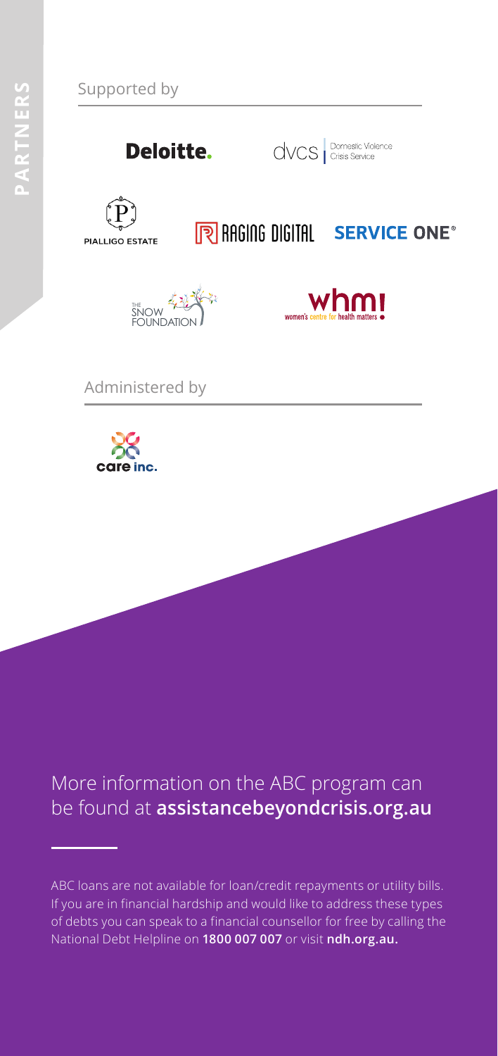PARTNERS

Supported by

Deloitte.

dvcs Domestic Violence Crisis Service

PIALLIGO ESTATE

RAGING DIGITAL

SERVICE ONE®

THE SNOW FOUNDATION

whm! women's centre for health matters

Administered by

care inc.

More information on the ABC program can be found at **assistancebeyondcrisis.org.au**

ABC loans are not available for loan/credit repayments or utility bills. If you are in financial hardship and would like to address these types of debts you can speak to a financial counsellor for free by calling the National Debt Helpline on **1800 007 007** or visit **ndh.org.au.**